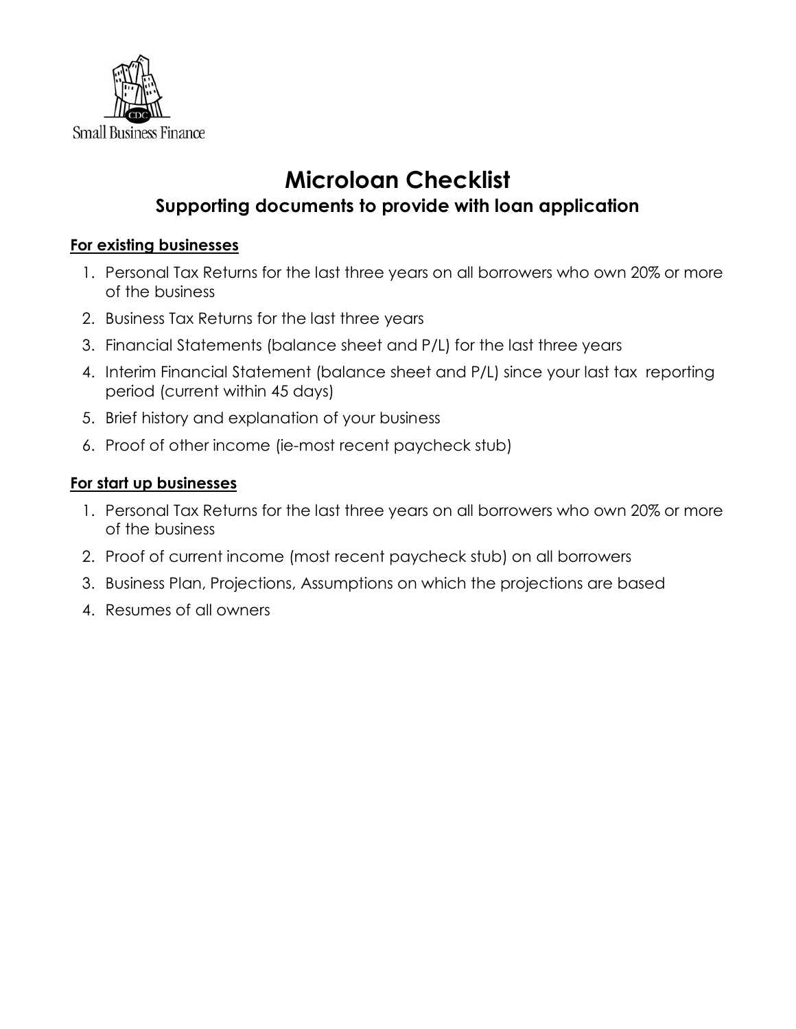Small Business Finance

# Microloan Checklist

## Supporting documents to provide with loan application

**For existing businesses**

1. Personal Tax Returns for the last three years on all borrowers who own 20% or more of the business
2. Business Tax Returns for the last three years
3. Financial Statements (balance sheet and P/L) for the last three years
4. Interim Financial Statement (balance sheet and P/L) since your last tax reporting period (current within 45 days)
5. Brief history and explanation of your business
6. Proof of other income (ie-most recent paycheck stub)

**For start up businesses**

1. Personal Tax Returns for the last three years on all borrowers who own 20% or more of the business
2. Proof of current income (most recent paycheck stub) on all borrowers
3. Business Plan, Projections, Assumptions on which the projections are based
4. Resumes of all owners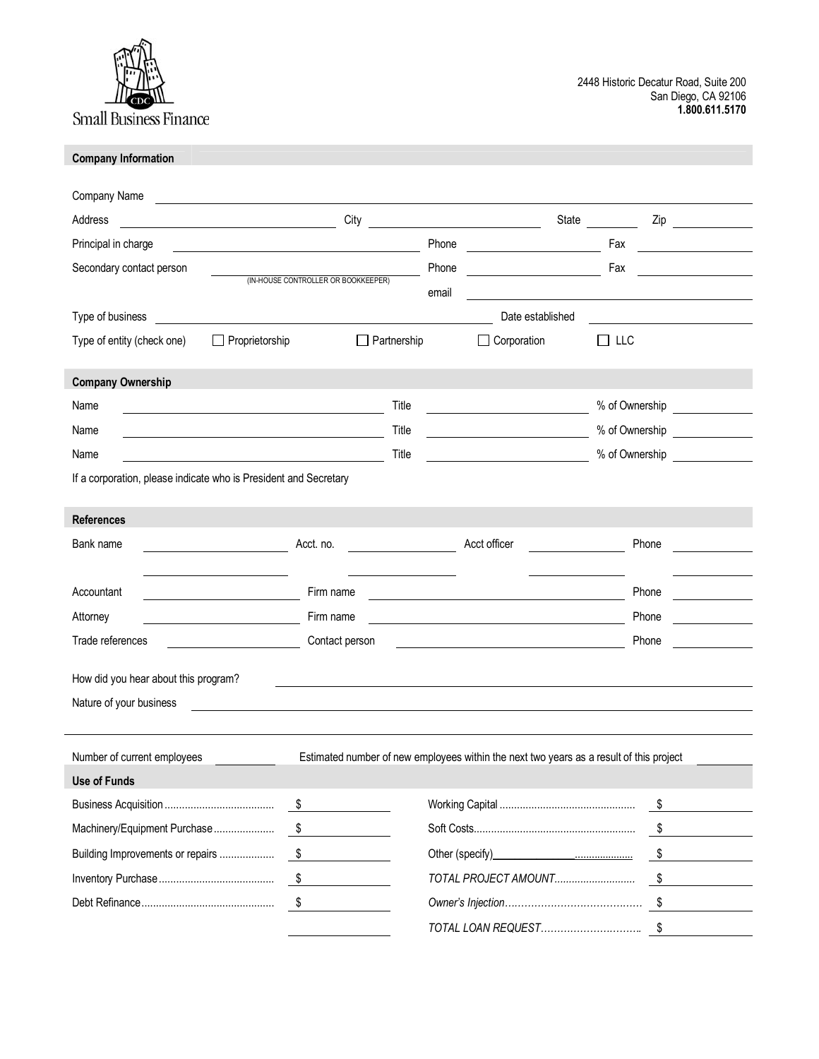Small Business Finance

2448 Historic Decatur Road, Suite 200
San Diego, CA 92106
**1.800.611.5170**

## Company Information

Company Name ______________________________

Address ______________________ City ______________________ State ________ Zip ________

Principal in charge ______________________ Phone ______________ Fax ______________

Secondary contact person ______________________ Phone ______________ Fax ______________
(IN-HOUSE CONTROLLER OR BOOKKEEPER)
email ______________________

Type of business ______________________ Date established ______________

Type of entity (check one) ☐ Proprietorship ☐ Partnership ☐ Corporation ☐ LLC

## Company Ownership

| Name | Title | % of Ownership |
|---|---|---|
| | | |
| | | |
| | | |

If a corporation, please indicate who is President and Secretary

## References

| Bank name | Acct. no. | Acct officer | Phone |
|---|---|---|---|
| | | | |
| | | | |

Accountant ______________ Firm name ______________________ Phone ______________

Attorney ______________ Firm name ______________________ Phone ______________

Trade references ______________ Contact person ______________________ Phone ______________

How did you hear about this program? ______________________________

Nature of your business ______________________________

Number of current employees ________ Estimated number of new employees within the next two years as a result of this project ________

## Use of Funds

| | | | |
|---|---|---|---|
| Business Acquisition | $ | Working Capital | $ |
| Machinery/Equipment Purchase | $ | Soft Costs | $ |
| Building Improvements or repairs | $ | Other (specify)______________ | $ |
| Inventory Purchase | $ | *TOTAL PROJECT AMOUNT* | $ |
| Debt Refinance | $ | *Owner's Injection* | $ |
| | | *TOTAL LOAN REQUEST* | $ |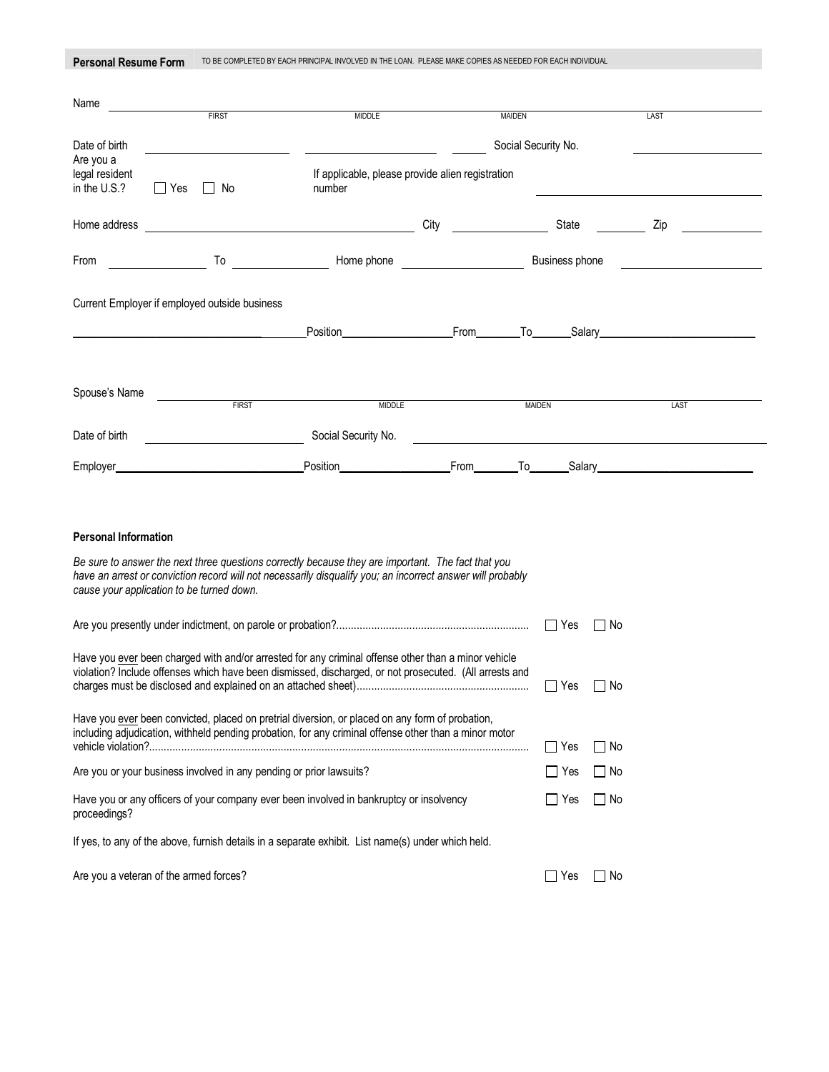**Personal Resume Form** TO BE COMPLETED BY EACH PRINCIPAL INVOLVED IN THE LOAN. PLEASE MAKE COPIES AS NEEDED FOR EACH INDIVIDUAL

Name ______________________________________________________________
FIRST MIDDLE MAIDEN LAST

Date of birth ____________ ____________ ______ Social Security No. ____________

Are you a legal resident in the U.S.? ☐ Yes ☐ No

If applicable, please provide alien registration number ____________

Home address ______________________ City ____________ State ______ Zip ______

From ____________ To ____________ Home phone ____________ Business phone ____________

Current Employer if employed outside business

______________________ Position ____________ From ______ To ______ Salary ____________

Spouse's Name ______________________________________________________________
FIRST MIDDLE MAIDEN LAST

Date of birth ____________ Social Security No. ____________

Employer ______________________ Position ____________ From ______ To ______ Salary ____________

**Personal Information**

*Be sure to answer the next three questions correctly because they are important. The fact that you have an arrest or conviction record will not necessarily disqualify you; an incorrect answer will probably cause your application to be turned down.*

Are you presently under indictment, on parole or probation?.......... ☐ Yes ☐ No

Have you ever been charged with and/or arrested for any criminal offense other than a minor vehicle violation? Include offenses which have been dismissed, discharged, or not prosecuted. (All arrests and charges must be disclosed and explained on an attached sheet).......... ☐ Yes ☐ No

Have you ever been convicted, placed on pretrial diversion, or placed on any form of probation, including adjudication, withheld pending probation, for any criminal offense other than a minor motor vehicle violation?.......... ☐ Yes ☐ No

Are you or your business involved in any pending or prior lawsuits? ☐ Yes ☐ No

Have you or any officers of your company ever been involved in bankruptcy or insolvency proceedings? ☐ Yes ☐ No

If yes, to any of the above, furnish details in a separate exhibit. List name(s) under which held.

Are you a veteran of the armed forces? ☐ Yes ☐ No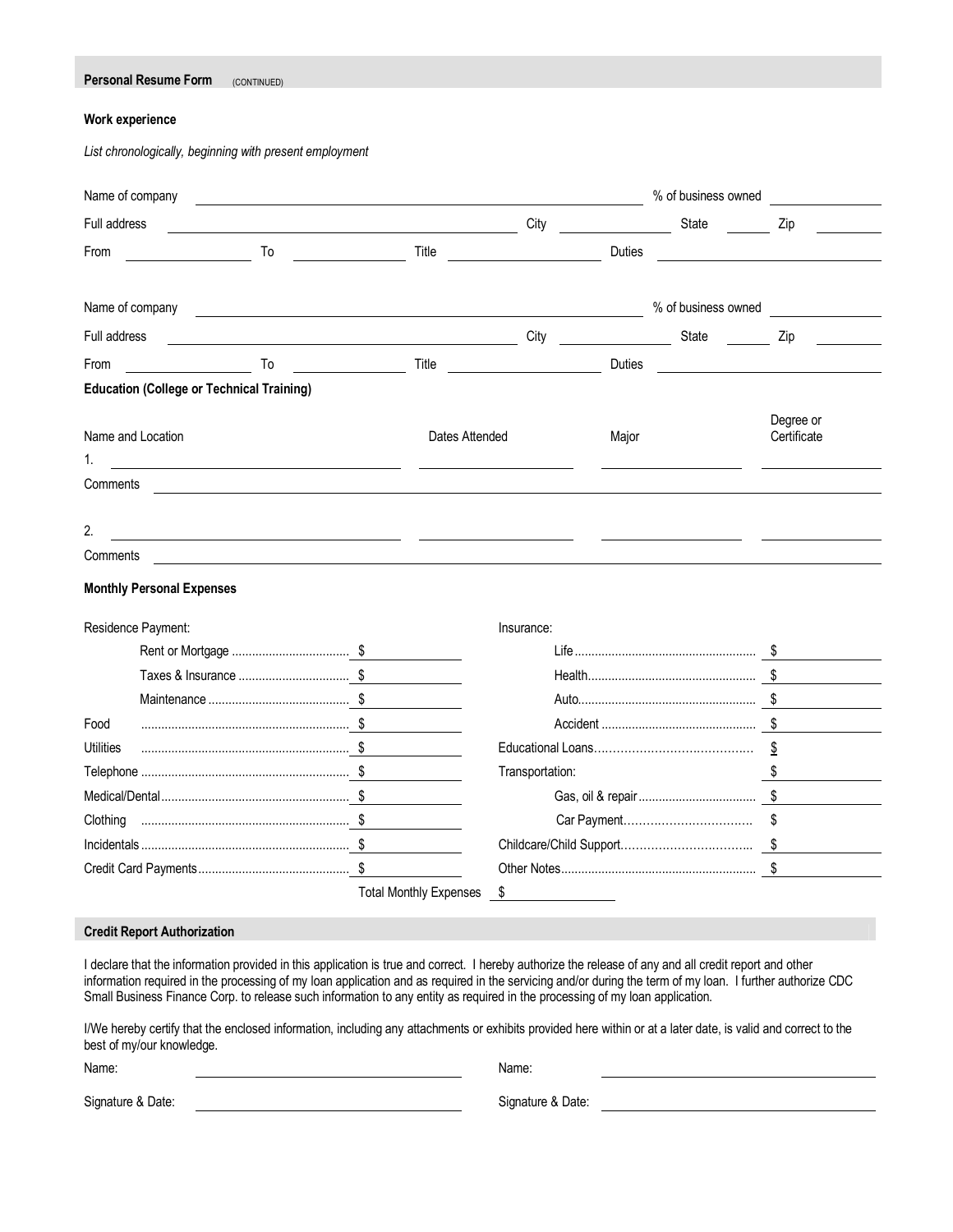## Personal Resume Form (CONTINUED)

### Work experience

*List chronologically, beginning with present employment*

Name of company ______________________ % of business owned __________

Full address ______________________ City __________ State ______ Zip ______

From __________ To __________ Title __________ Duties __________

Name of company ______________________ % of business owned __________

Full address ______________________ City __________ State ______ Zip ______

From __________ To __________ Title __________ Duties __________

### Education (College or Technical Training)

| Name and Location | Dates Attended | Major | Degree or Certificate |
|---|---|---|---|
| 1. | | | |
| Comments | | | |
| 2. | | | |
| Comments | | | |

### Monthly Personal Expenses

| | | | |
|---|---|---|---|
| Residence Payment: | | Insurance: | |
| Rent or Mortgage | $ | Life | $ |
| Taxes & Insurance | $ | Health | $ |
| Maintenance | $ | Auto | $ |
| Food | $ | Accident | $ |
| Utilities | $ | Educational Loans | $ |
| Telephone | $ | Transportation: | $ |
| Medical/Dental | $ | Gas, oil & repair | $ |
| Clothing | $ | Car Payment | $ |
| Incidentals | $ | Childcare/Child Support | $ |
| Credit Card Payments | $ | Other Notes | $ |

Total Monthly Expenses $ __________

### Credit Report Authorization

I declare that the information provided in this application is true and correct. I hereby authorize the release of any and all credit report and other information required in the processing of my loan application and as required in the servicing and/or during the term of my loan. I further authorize CDC Small Business Finance Corp. to release such information to any entity as required in the processing of my loan application.

I/We hereby certify that the enclosed information, including any attachments or exhibits provided here within or at a later date, is valid and correct to the best of my/our knowledge.

Name: ______________________ Name: ______________________

Signature & Date: ______________________ Signature & Date: ______________________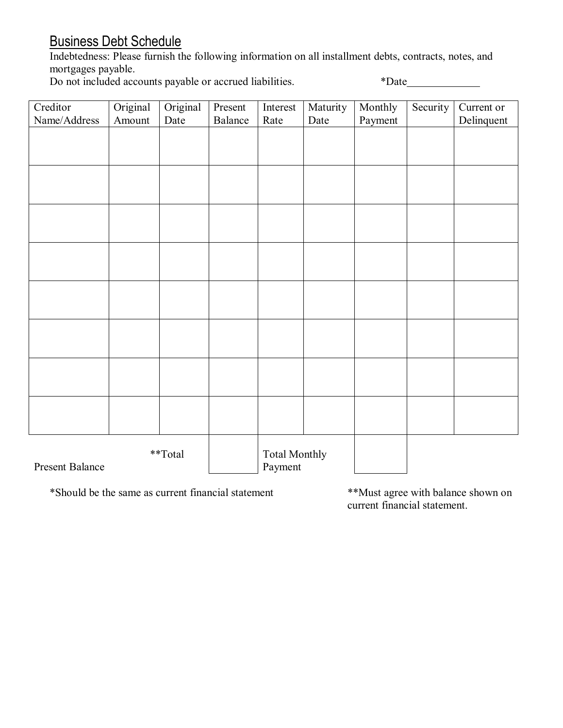# Business Debt Schedule

Indebtedness: Please furnish the following information on all installment debts, contracts, notes, and mortgages payable.
Do not included accounts payable or accrued liabilities. *Date______________

| Creditor Name/Address | Original Amount | Original Date | Present Balance | Interest Rate | Maturity Date | Monthly Payment | Security | Current or Delinquent |
|---|---|---|---|---|---|---|---|---|
| | | | | | | | | |
| | | | | | | | | |
| | | | | | | | | |
| | | | | | | | | |
| | | | | | | | | |
| | | | | | | | | |
| | | | | | | | | |
| | | | | | | | | |
| **Total Present Balance | | | | Total Monthly Payment | | | | |

*Should be the same as current financial statement

**Must agree with balance shown on current financial statement.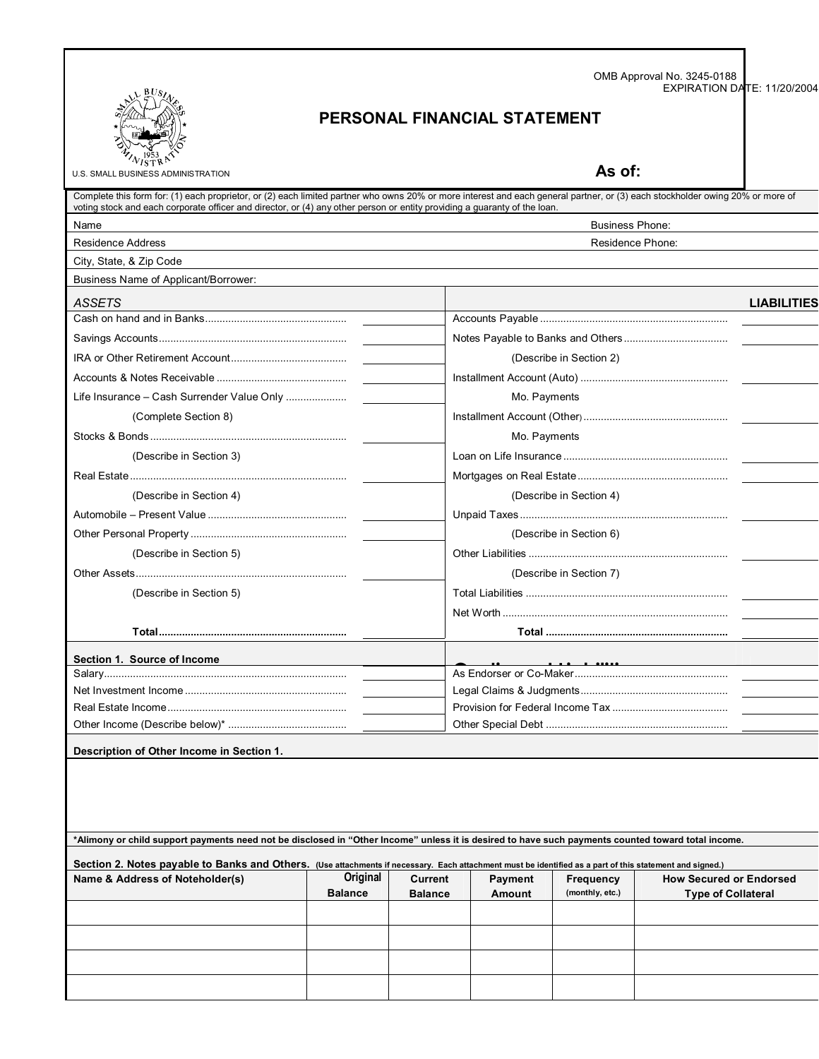OMB Approval No. 3245-0188
EXPIRATION DATE: 11/20/2004

U.S. SMALL BUSINESS ADMINISTRATION

# PERSONAL FINANCIAL STATEMENT

**As of:**

Complete this form for: (1) each proprietor, or (2) each limited partner who owns 20% or more interest and each general partner, or (3) each stockholder owing 20% or more of voting stock and each corporate officer and director, or (4) any other person or entity providing a guaranty of the loan.

Name | Business Phone:
Residence Address | Residence Phone:
City, State, & Zip Code
Business Name of Applicant/Borrower:

| *ASSETS* | | | **LIABILITIES** |
|---|---|---|---|
| Cash on hand and in Banks | | Accounts Payable | |
| Savings Accounts | | Notes Payable to Banks and Others | |
| IRA or Other Retirement Account | | (Describe in Section 2) | |
| Accounts & Notes Receivable | | Installment Account (Auto) | |
| Life Insurance – Cash Surrender Value Only | | Mo. Payments | |
| (Complete Section 8) | | Installment Account (Other) | |
| Stocks & Bonds | | Mo. Payments | |
| (Describe in Section 3) | | Loan on Life Insurance | |
| Real Estate | | Mortgages on Real Estate | |
| (Describe in Section 4) | | (Describe in Section 4) | |
| Automobile – Present Value | | Unpaid Taxes | |
| Other Personal Property | | (Describe in Section 6) | |
| (Describe in Section 5) | | Other Liabilities | |
| Other Assets | | (Describe in Section 7) | |
| (Describe in Section 5) | | Total Liabilities | |
| | | Net Worth | |
| **Total** | | **Total** | |

| **Section 1. Source of Income** | | **Contingent Liabilities** | |
|---|---|---|---|
| Salary | | As Endorser or Co-Maker | |
| Net Investment Income | | Legal Claims & Judgments | |
| Real Estate Income | | Provision for Federal Income Tax | |
| Other Income (Describe below)* | | Other Special Debt | |

**Description of Other Income in Section 1.**

**\*Alimony or child support payments need not be disclosed in "Other Income" unless it is desired to have such payments counted toward total income.**

**Section 2. Notes payable to Banks and Others.** **(Use attachments if necessary. Each attachment must be identified as a part of this statement and signed.)**

| Name & Address of Noteholder(s) | Original Balance | Current Balance | Payment Amount | Frequency (monthly, etc.) | How Secured or Endorsed Type of Collateral |
|---|---|---|---|---|---|
| | | | | | |
| | | | | | |
| | | | | | |
| | | | | | |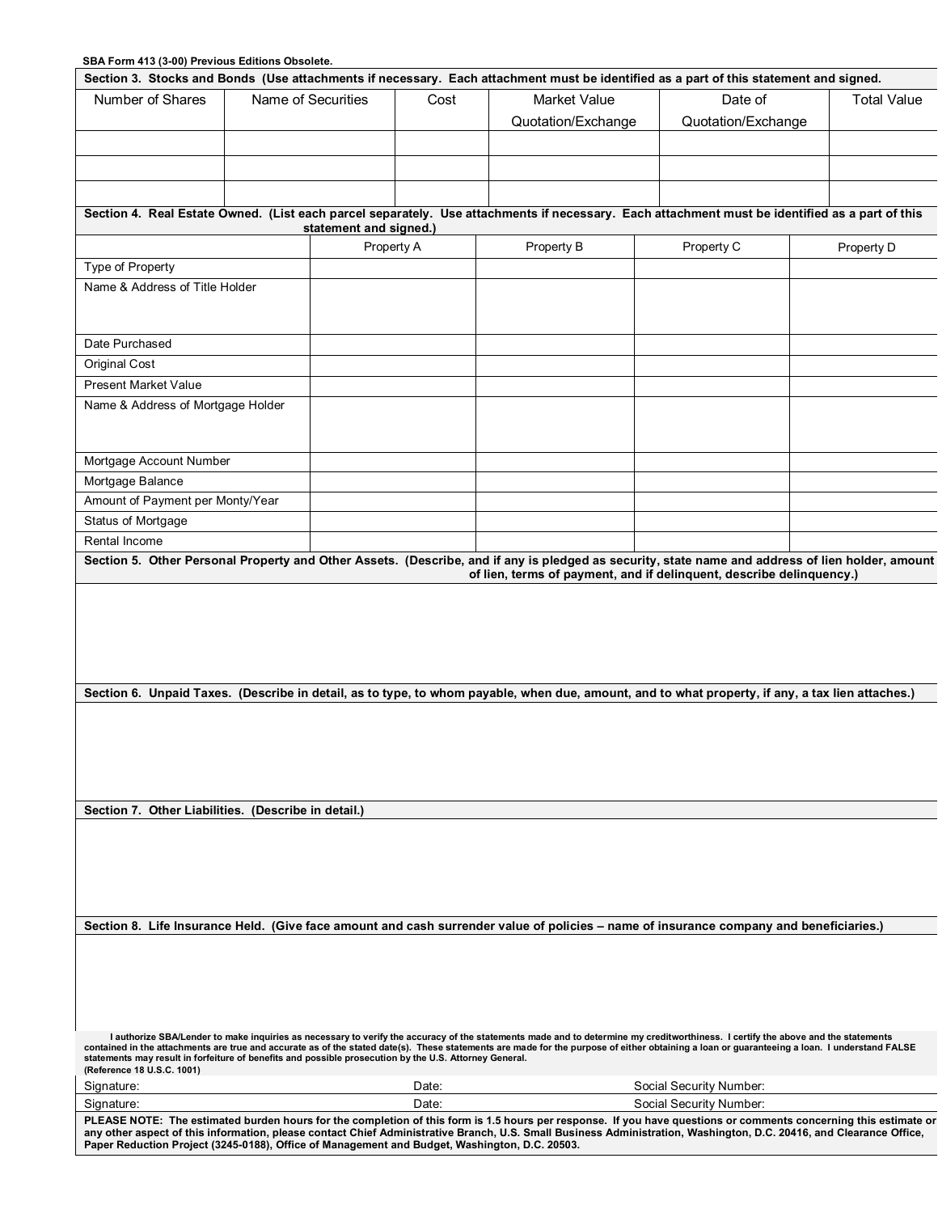SBA Form 413 (3-00) Previous Editions Obsolete.

**Section 3. Stocks and Bonds (Use attachments if necessary. Each attachment must be identified as a part of this statement and signed.**

| Number of Shares | Name of Securities | Cost | Market Value Quotation/Exchange | Date of Quotation/Exchange | Total Value |
|---|---|---|---|---|---|
| | | | | | |
| | | | | | |
| | | | | | |

**Section 4. Real Estate Owned. (List each parcel separately. Use attachments if necessary. Each attachment must be identified as a part of this statement and signed.)**

| | Property A | Property B | Property C | Property D |
|---|---|---|---|---|
| Type of Property | | | | |
| Name & Address of Title Holder | | | | |
| Date Purchased | | | | |
| Original Cost | | | | |
| Present Market Value | | | | |
| Name & Address of Mortgage Holder | | | | |
| Mortgage Account Number | | | | |
| Mortgage Balance | | | | |
| Amount of Payment per Monty/Year | | | | |
| Status of Mortgage | | | | |
| Rental Income | | | | |

**Section 5. Other Personal Property and Other Assets. (Describe, and if any is pledged as security, state name and address of lien holder, amount of lien, terms of payment, and if delinquent, describe delinquency.)**

**Section 6. Unpaid Taxes. (Describe in detail, as to type, to whom payable, when due, amount, and to what property, if any, a tax lien attaches.)**

**Section 7. Other Liabilities. (Describe in detail.)**

**Section 8. Life Insurance Held. (Give face amount and cash surrender value of policies – name of insurance company and beneficiaries.)**

**I authorize SBA/Lender to make inquiries as necessary to verify the accuracy of the statements made and to determine my creditworthiness. I certify the above and the statements contained in the attachments are true and accurate as of the stated date(s). These statements are made for the purpose of either obtaining a loan or guaranteeing a loan. I understand FALSE statements may result in forfeiture of benefits and possible prosecution by the U.S. Attorney General. (Reference 18 U.S.C. 1001)**

| | | |
|---|---|---|
| Signature: | Date: | Social Security Number: |
| Signature: | Date: | Social Security Number: |

**PLEASE NOTE: The estimated burden hours for the completion of this form is 1.5 hours per response. If you have questions or comments concerning this estimate or any other aspect of this information, please contact Chief Administrative Branch, U.S. Small Business Administration, Washington, D.C. 20416, and Clearance Office, Paper Reduction Project (3245-0188), Office of Management and Budget, Washington, D.C. 20503.**